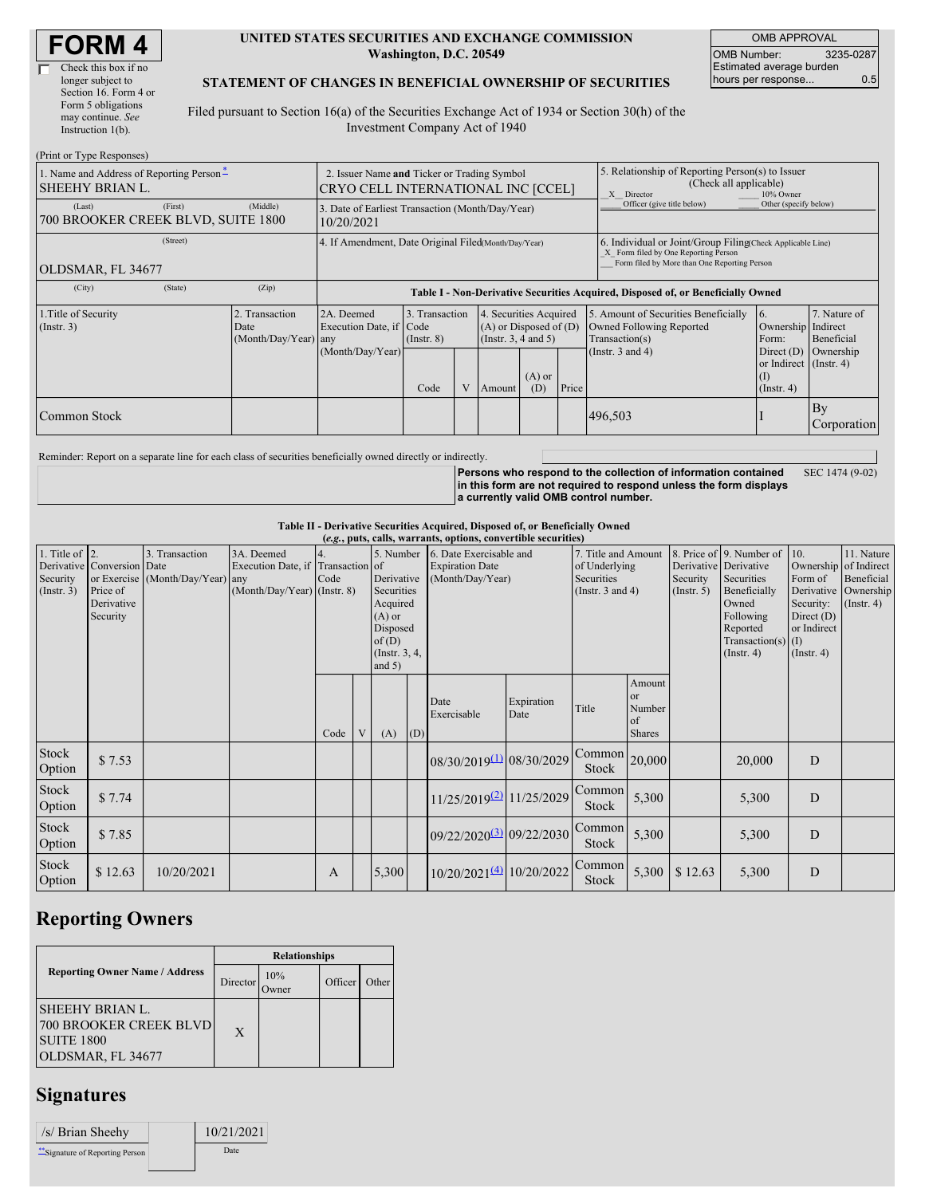# FORM 4

☐ Check this box if no longer subject to Section 16. Form 4 or Form 5 obligations may continue. *See* Instruction 1(b).

**UNITED STATES SECURITIES AND EXCHANGE COMMISSION**
**Washington, D.C. 20549**

**STATEMENT OF CHANGES IN BENEFICIAL OWNERSHIP OF SECURITIES**

Filed pursuant to Section 16(a) of the Securities Exchange Act of 1934 or Section 30(h) of the Investment Company Act of 1940

| OMB APPROVAL | |
|---|---|
| OMB Number: | 3235-0287 |
| Estimated average burden hours per response... | 0.5 |

(Print or Type Responses)

| 1. Name and Address of Reporting Person* | 2. Issuer Name and Ticker or Trading Symbol | 5. Relationship of Reporting Person(s) to Issuer (Check all applicable) |
|---|---|---|
| SHEEHY BRIAN L. | CRYO CELL INTERNATIONAL INC [CCEL] | _X_ Director ___ 10% Owner ___ Officer (give title below) ___ Other (specify below) |
| (Last) (First) (Middle) 700 BROOKER CREEK BLVD, SUITE 1800 | 3. Date of Earliest Transaction (Month/Day/Year) 10/20/2021 | |
| (Street) OLDSMAR, FL 34677 | 4. If Amendment, Date Original Filed (Month/Day/Year) | 6. Individual or Joint/Group Filing (Check Applicable Line) _X_ Form filed by One Reporting Person ___ Form filed by More than One Reporting Person |
| (City) (State) (Zip) | | |

**Table I - Non-Derivative Securities Acquired, Disposed of, or Beneficially Owned**

| 1.Title of Security (Instr. 3) | 2. Transaction Date (Month/Day/Year) | 2A. Deemed Execution Date, if any (Month/Day/Year) | 3. Transaction Code (Instr. 8) | | 4. Securities Acquired (A) or Disposed of (D) (Instr. 3, 4 and 5) | | | 5. Amount of Securities Beneficially Owned Following Reported Transaction(s) (Instr. 3 and 4) | 6. Ownership Form: Direct (D) or Indirect (I) (Instr. 4) | 7. Nature of Indirect Beneficial Ownership (Instr. 4) |
|---|---|---|---|---|---|---|---|---|---|---|
| | | | Code | V | Amount | (A) or (D) | Price | | | |
| Common Stock | | | | | | | | 496,503 | I | By Corporation |

Reminder: Report on a separate line for each class of securities beneficially owned directly or indirectly.

**Persons who respond to the collection of information contained in this form are not required to respond unless the form displays a currently valid OMB control number.** SEC 1474 (9-02)

**Table II - Derivative Securities Acquired, Disposed of, or Beneficially Owned**
**(*e.g.*, puts, calls, warrants, options, convertible securities)**

| 1. Title of Derivative Security (Instr. 3) | 2. Conversion or Exercise Price of Derivative Security | 3. Transaction Date (Month/Day/Year) | 3A. Deemed Execution Date, if any (Month/Day/Year) | 4. Transaction Code (Instr. 8) | | 5. Number of Derivative Securities Acquired (A) or Disposed of (D) (Instr. 3, 4, and 5) | | 6. Date Exercisable and Expiration Date (Month/Day/Year) | | 7. Title and Amount of Underlying Securities (Instr. 3 and 4) | | 8. Price of Derivative Security (Instr. 5) | 9. Number of Derivative Securities Beneficially Owned Following Reported Transaction(s) (Instr. 4) | 10. Ownership Form of Derivative Security: Direct (D) or Indirect (I) (Instr. 4) | 11. Nature of Indirect Beneficial Ownership (Instr. 4) |
|---|---|---|---|---|---|---|---|---|---|---|---|---|---|---|---|
| | | | | Code | V | (A) | (D) | Date Exercisable | Expiration Date | Title | Amount or Number of Shares | | | | |
| Stock Option | $ 7.53 | | | | | | | 08/30/2019 [(1)] | 08/30/2029 | Common Stock | 20,000 | | 20,000 | D | |
| Stock Option | $ 7.74 | | | | | | | 11/25/2019 [(2)] | 11/25/2029 | Common Stock | 5,300 | | 5,300 | D | |
| Stock Option | $ 7.85 | | | | | | | 09/22/2020 [(3)] | 09/22/2030 | Common Stock | 5,300 | | 5,300 | D | |
| Stock Option | $ 12.63 | 10/20/2021 | | A | | 5,300 | | 10/20/2021 [(4)] | 10/20/2022 | Common Stock | 5,300 | $ 12.63 | 5,300 | D | |

## Reporting Owners

| Reporting Owner Name / Address | Relationships | | | |
|---|---|---|---|---|
| | Director | 10% Owner | Officer | Other |
| SHEEHY BRIAN L.<br>700 BROOKER CREEK BLVD<br>SUITE 1800<br>OLDSMAR, FL 34677 | X | | | |

## Signatures

| /s/ Brian Sheehy | | 10/21/2021 |
|---|---|---|
| **Signature of Reporting Person | | Date |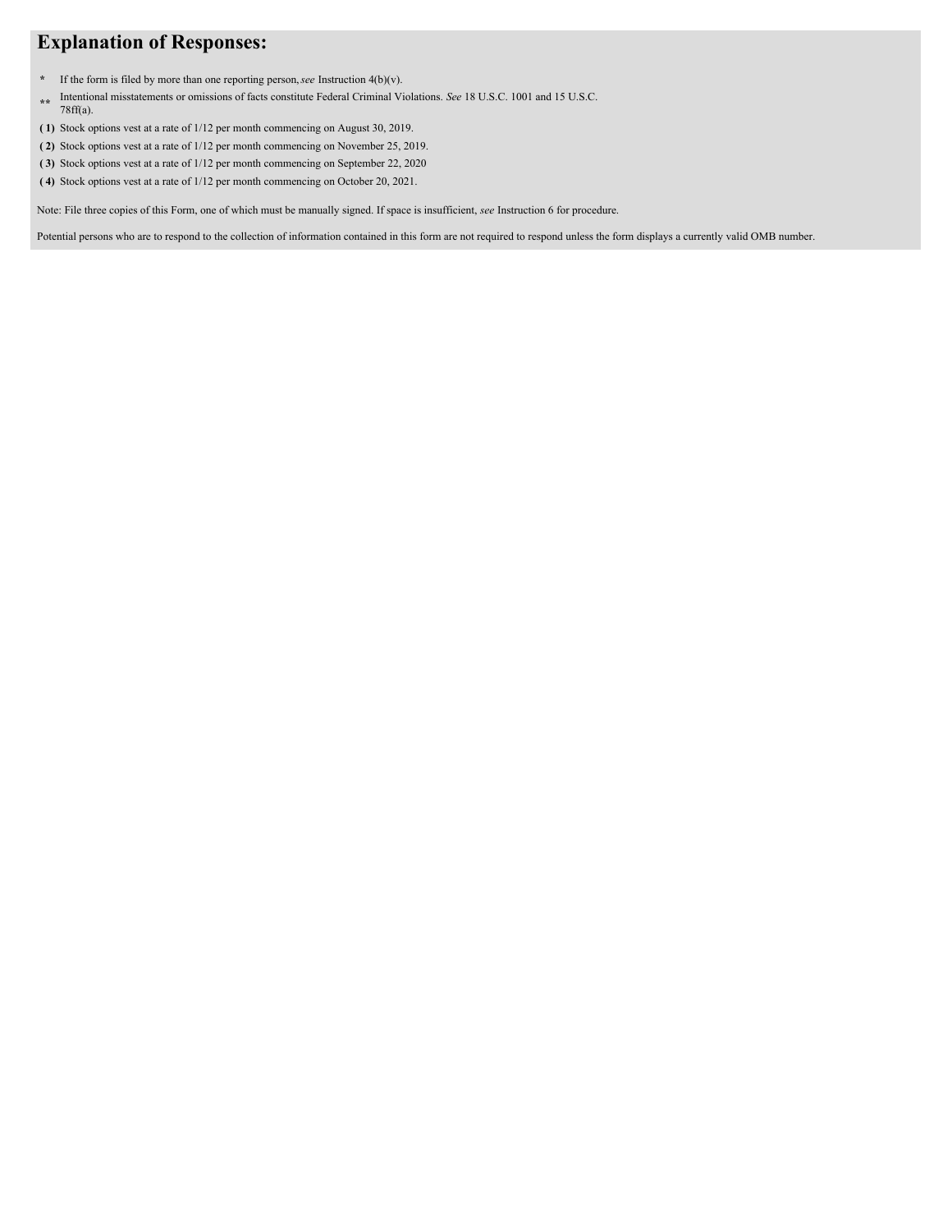# Explanation of Responses:

\* If the form is filed by more than one reporting person, *see* Instruction 4(b)(v).

\*\* Intentional misstatements or omissions of facts constitute Federal Criminal Violations. *See* 18 U.S.C. 1001 and 15 U.S.C. 78ff(a).

**( 1)** Stock options vest at a rate of 1/12 per month commencing on August 30, 2019.

**( 2)** Stock options vest at a rate of 1/12 per month commencing on November 25, 2019.

**( 3)** Stock options vest at a rate of 1/12 per month commencing on September 22, 2020

**( 4)** Stock options vest at a rate of 1/12 per month commencing on October 20, 2021.

Note: File three copies of this Form, one of which must be manually signed. If space is insufficient, *see* Instruction 6 for procedure.

Potential persons who are to respond to the collection of information contained in this form are not required to respond unless the form displays a currently valid OMB number.